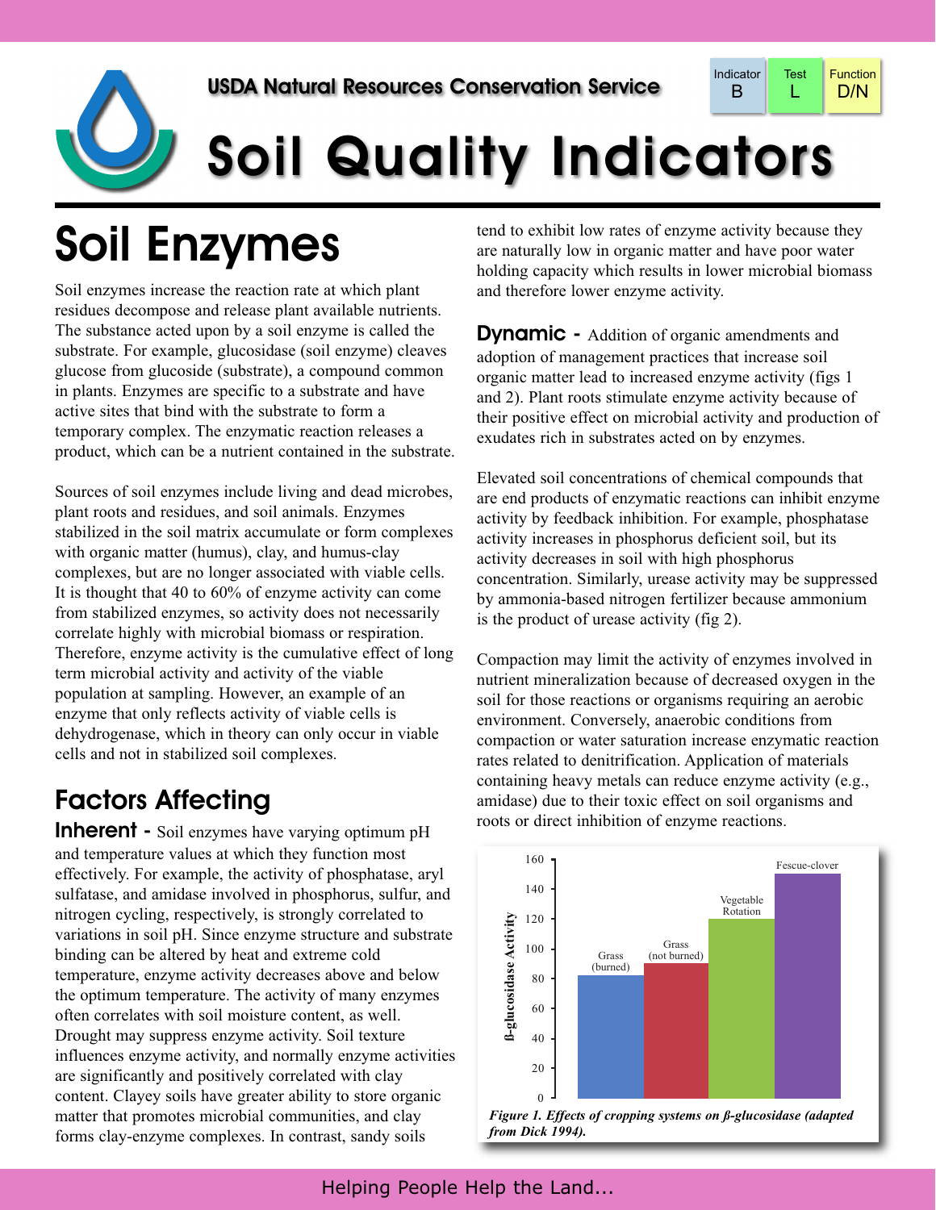USDA Natural Resources Conservation Service

| Indicator | Test | Function |
| --- | --- | --- |
| B | L | D/N |

# Soil Quality Indicators

## Soil Enzymes

Soil enzymes increase the reaction rate at which plant residues decompose and release plant available nutrients. The substance acted upon by a soil enzyme is called the substrate. For example, glucosidase (soil enzyme) cleaves glucose from glucoside (substrate), a compound common in plants. Enzymes are specific to a substrate and have active sites that bind with the substrate to form a temporary complex. The enzymatic reaction releases a product, which can be a nutrient contained in the substrate.

Sources of soil enzymes include living and dead microbes, plant roots and residues, and soil animals. Enzymes stabilized in the soil matrix accumulate or form complexes with organic matter (humus), clay, and humus-clay complexes, but are no longer associated with viable cells. It is thought that 40 to 60% of enzyme activity can come from stabilized enzymes, so activity does not necessarily correlate highly with microbial biomass or respiration. Therefore, enzyme activity is the cumulative effect of long term microbial activity and activity of the viable population at sampling. However, an example of an enzyme that only reflects activity of viable cells is dehydrogenase, which in theory can only occur in viable cells and not in stabilized soil complexes.

### Factors Affecting

**Inherent -** Soil enzymes have varying optimum pH and temperature values at which they function most effectively. For example, the activity of phosphatase, aryl sulfatase, and amidase involved in phosphorus, sulfur, and nitrogen cycling, respectively, is strongly correlated to variations in soil pH. Since enzyme structure and substrate binding can be altered by heat and extreme cold temperature, enzyme activity decreases above and below the optimum temperature. The activity of many enzymes often correlates with soil moisture content, as well. Drought may suppress enzyme activity. Soil texture influences enzyme activity, and normally enzyme activities are significantly and positively correlated with clay content. Clayey soils have greater ability to store organic matter that promotes microbial communities, and clay forms clay-enzyme complexes. In contrast, sandy soils tend to exhibit low rates of enzyme activity because they are naturally low in organic matter and have poor water holding capacity which results in lower microbial biomass and therefore lower enzyme activity.

**Dynamic -** Addition of organic amendments and adoption of management practices that increase soil organic matter lead to increased enzyme activity (figs 1 and 2). Plant roots stimulate enzyme activity because of their positive effect on microbial activity and production of exudates rich in substrates acted on by enzymes.

Elevated soil concentrations of chemical compounds that are end products of enzymatic reactions can inhibit enzyme activity by feedback inhibition. For example, phosphatase activity increases in phosphorus deficient soil, but its activity decreases in soil with high phosphorus concentration. Similarly, urease activity may be suppressed by ammonia-based nitrogen fertilizer because ammonium is the product of urease activity (fig 2).

Compaction may limit the activity of enzymes involved in nutrient mineralization because of decreased oxygen in the soil for those reactions or organisms requiring an aerobic environment. Conversely, anaerobic conditions from compaction or water saturation increase enzymatic reaction rates related to denitrification. Application of materials containing heavy metals can reduce enzyme activity (e.g., amidase) due to their toxic effect on soil organisms and roots or direct inhibition of enzyme reactions.

*Figure 1. Effects of cropping systems on ß-glucosidase (adapted from Dick 1994).*

Helping People Help the Land...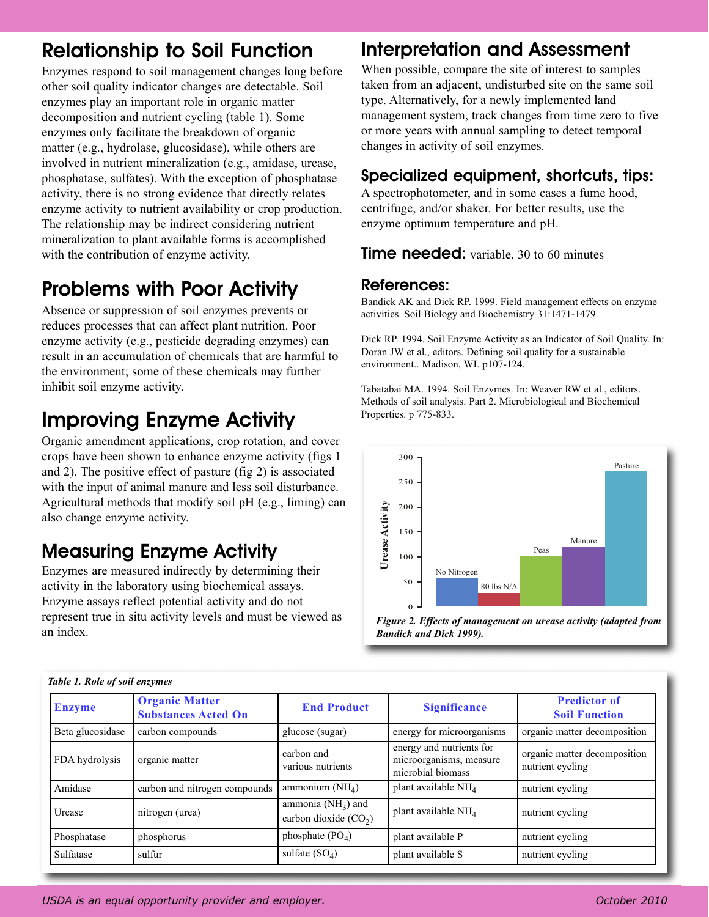## Relationship to Soil Function

Enzymes respond to soil management changes long before other soil quality indicator changes are detectable. Soil enzymes play an important role in organic matter decomposition and nutrient cycling (table 1). Some enzymes only facilitate the breakdown of organic matter (e.g., hydrolase, glucosidase), while others are involved in nutrient mineralization (e.g., amidase, urease, phosphatase, sulfates). With the exception of phosphatase activity, there is no strong evidence that directly relates enzyme activity to nutrient availability or crop production. The relationship may be indirect considering nutrient mineralization to plant available forms is accomplished with the contribution of enzyme activity.

## Problems with Poor Activity

Absence or suppression of soil enzymes prevents or reduces processes that can affect plant nutrition. Poor enzyme activity (e.g., pesticide degrading enzymes) can result in an accumulation of chemicals that are harmful to the environment; some of these chemicals may further inhibit soil enzyme activity.

## Improving Enzyme Activity

Organic amendment applications, crop rotation, and cover crops have been shown to enhance enzyme activity (figs 1 and 2). The positive effect of pasture (fig 2) is associated with the input of animal manure and less soil disturbance. Agricultural methods that modify soil pH (e.g., liming) can also change enzyme activity.

## Measuring Enzyme Activity

Enzymes are measured indirectly by determining their activity in the laboratory using biochemical assays. Enzyme assays reflect potential activity and do not represent true in situ activity levels and must be viewed as an index.

## Interpretation and Assessment

When possible, compare the site of interest to samples taken from an adjacent, undisturbed site on the same soil type. Alternatively, for a newly implemented land management system, track changes from time zero to five or more years with annual sampling to detect temporal changes in activity of soil enzymes.

### Specialized equipment, shortcuts, tips:

A spectrophotometer, and in some cases a fume hood, centrifuge, and/or shaker. For better results, use the enzyme optimum temperature and pH.

**Time needed:** variable, 30 to 60 minutes

### References:

Bandick AK and Dick RP. 1999. Field management effects on enzyme activities. Soil Biology and Biochemistry 31:1471-1479.

Dick RP. 1994. Soil Enzyme Activity as an Indicator of Soil Quality. In: Doran JW et al., editors. Defining soil quality for a sustainable environment.. Madison, WI. p107-124.

Tabatabai MA. 1994. Soil Enzymes. In: Weaver RW et al., editors. Methods of soil analysis. Part 2. Microbiological and Biochemical Properties. p 775-833.

Urease Activity
300
250
200
150
100
50
0
No Nitrogen
80 lbs N/A
Peas
Manure
Pasture

*Figure 2. Effects of management on urease activity (adapted from Bandick and Dick 1999).*

*Table 1. Role of soil enzymes*

| Enzyme | Organic Matter Substances Acted On | End Product | Significance | Predictor of Soil Function |
|---|---|---|---|---|
| Beta glucosidase | carbon compounds | glucose (sugar) | energy for microorganisms | organic matter decomposition |
| FDA hydrolysis | organic matter | carbon and various nutrients | energy and nutrients for microorganisms, measure microbial biomass | organic matter decomposition nutrient cycling |
| Amidase | carbon and nitrogen compounds | ammonium ($NH_4$) | plant available $NH_4$ | nutrient cycling |
| Urease | nitrogen (urea) | ammonia ($NH_3$) and carbon dioxide ($CO_2$) | plant available $NH_4$ | nutrient cycling |
| Phosphatase | phosphorus | phosphate ($PO_4$) | plant available P | nutrient cycling |
| Sulfatase | sulfur | sulfate ($SO_4$) | plant available S | nutrient cycling |

USDA is an equal opportunity provider and employer.